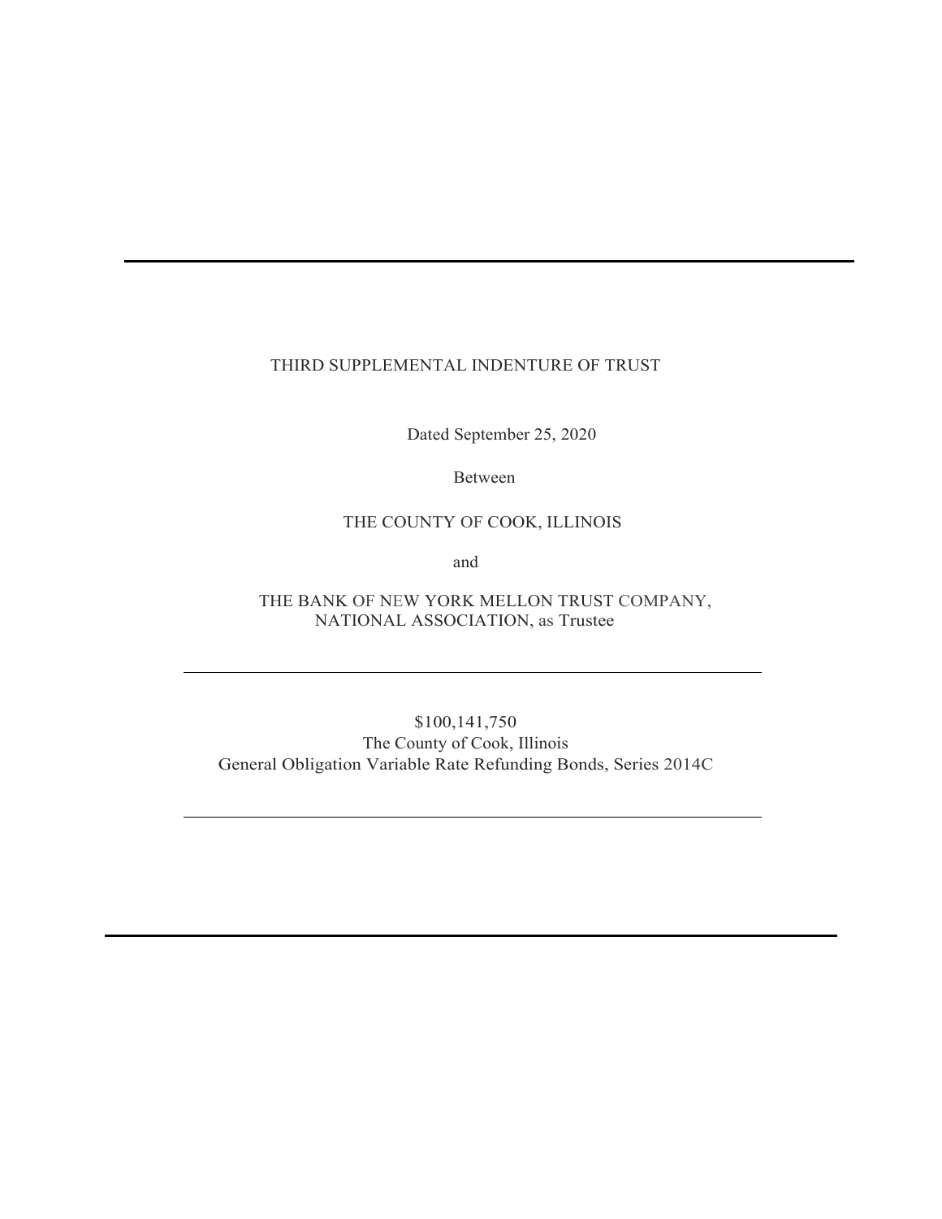---

# THIRD SUPPLEMENTAL INDENTURE OF TRUST

Dated September 25, 2020

Between

THE COUNTY OF COOK, ILLINOIS

and

THE BANK OF NEW YORK MELLON TRUST COMPANY, NATIONAL ASSOCIATION, as Trustee

---

$100,141,750
The County of Cook, Illinois
General Obligation Variable Rate Refunding Bonds, Series 2014C

---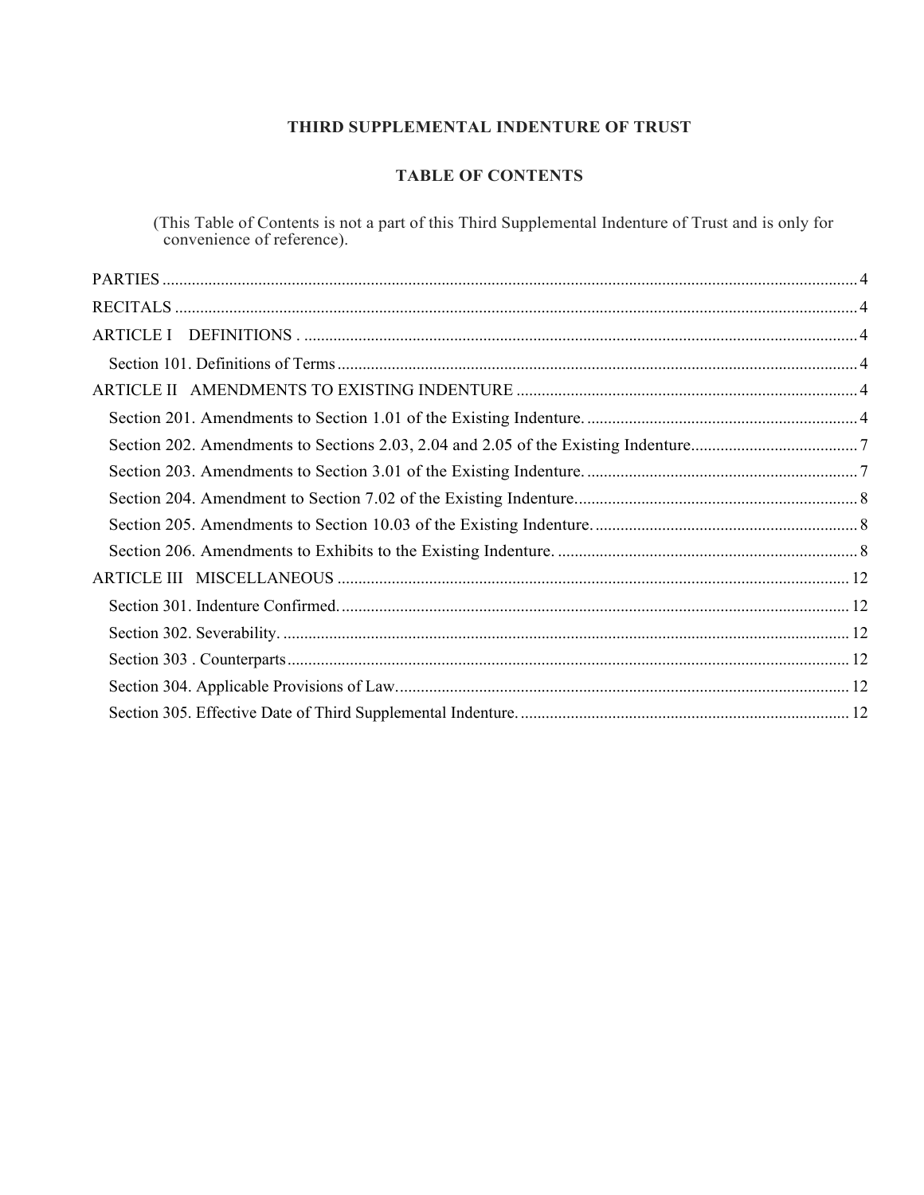**THIRD SUPPLEMENTAL INDENTURE OF TRUST**

**TABLE OF CONTENTS**

(This Table of Contents is not a part of this Third Supplemental Indenture of Trust and is only for convenience of reference).

| | |
|---|---|
| PARTIES | 4 |
| RECITALS | 4 |
| ARTICLE I DEFINITIONS . | 4 |
| Section 101. Definitions of Terms | 4 |
| ARTICLE II AMENDMENTS TO EXISTING INDENTURE | 4 |
| Section 201. Amendments to Section 1.01 of the Existing Indenture. | 4 |
| Section 202. Amendments to Sections 2.03, 2.04 and 2.05 of the Existing Indenture. | 7 |
| Section 203. Amendments to Section 3.01 of the Existing Indenture. | 7 |
| Section 204. Amendment to Section 7.02 of the Existing Indenture. | 8 |
| Section 205. Amendments to Section 10.03 of the Existing Indenture. | 8 |
| Section 206. Amendments to Exhibits to the Existing Indenture. | 8 |
| ARTICLE III MISCELLANEOUS | 12 |
| Section 301. Indenture Confirmed. | 12 |
| Section 302. Severability. | 12 |
| Section 303 . Counterparts | 12 |
| Section 304. Applicable Provisions of Law. | 12 |
| Section 305. Effective Date of Third Supplemental Indenture. | 12 |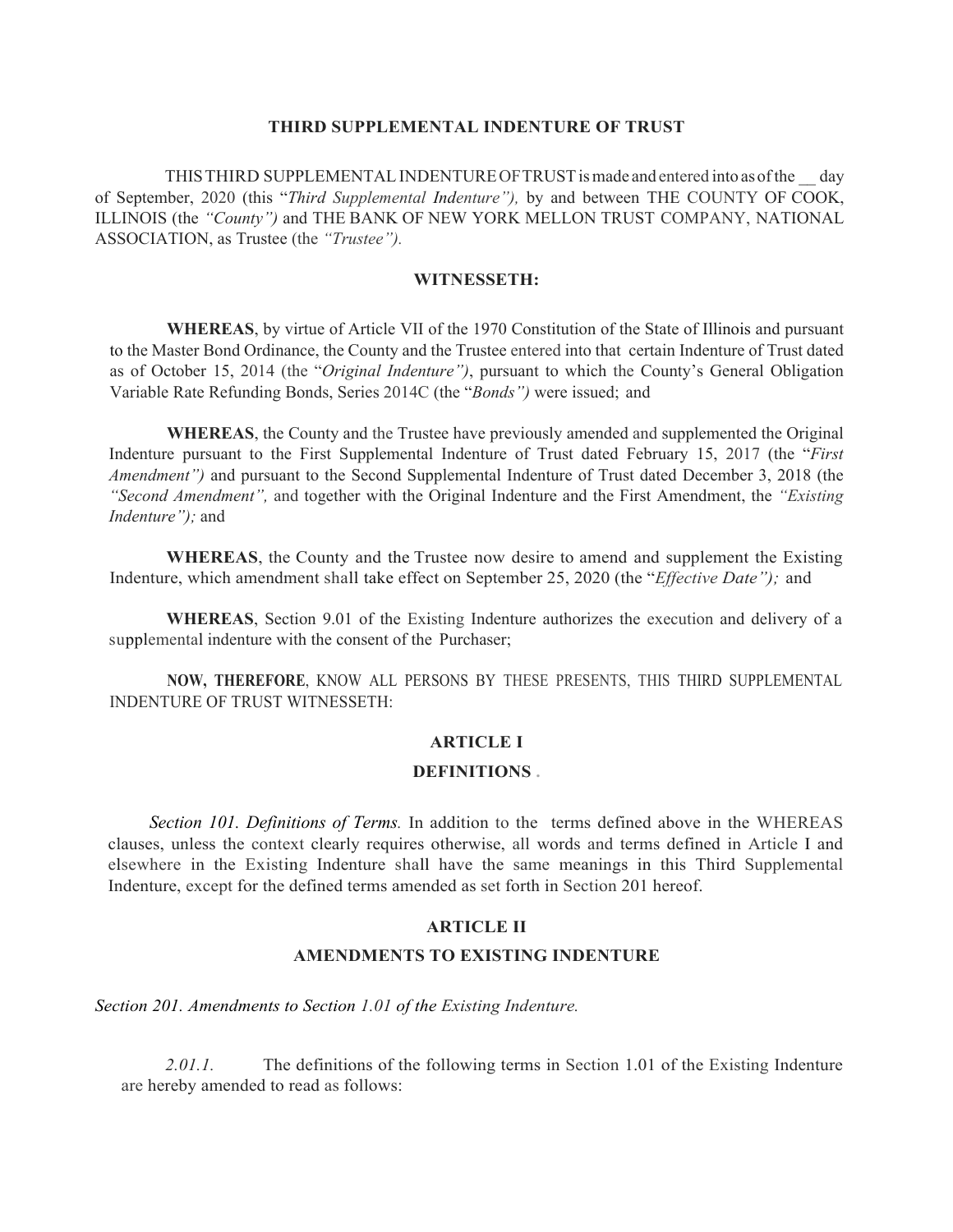# THIRD SUPPLEMENTAL INDENTURE OF TRUST

THIS THIRD SUPPLEMENTAL INDENTURE OF TRUST is made and entered into as of the __ day of September, 2020 (this "*Third Supplemental Indenture"),* by and between THE COUNTY OF COOK, ILLINOIS (the *"County")* and THE BANK OF NEW YORK MELLON TRUST COMPANY, NATIONAL ASSOCIATION, as Trustee (the *"Trustee").*

## WITNESSETH:

**WHEREAS**, by virtue of Article VII of the 1970 Constitution of the State of Illinois and pursuant to the Master Bond Ordinance, the County and the Trustee entered into that certain Indenture of Trust dated as of October 15, 2014 (the "*Original Indenture")*, pursuant to which the County's General Obligation Variable Rate Refunding Bonds, Series 2014C (the "*Bonds")* were issued; and

**WHEREAS**, the County and the Trustee have previously amended and supplemented the Original Indenture pursuant to the First Supplemental Indenture of Trust dated February 15, 2017 (the "*First Amendment")* and pursuant to the Second Supplemental Indenture of Trust dated December 3, 2018 (the *"Second Amendment",* and together with the Original Indenture and the First Amendment, the *"Existing Indenture");* and

**WHEREAS**, the County and the Trustee now desire to amend and supplement the Existing Indenture, which amendment shall take effect on September 25, 2020 (the "*Effective Date");* and

**WHEREAS**, Section 9.01 of the Existing Indenture authorizes the execution and delivery of a supplemental indenture with the consent of the Purchaser;

**NOW, THEREFORE**, KNOW ALL PERSONS BY THESE PRESENTS, THIS THIRD SUPPLEMENTAL INDENTURE OF TRUST WITNESSETH:

## ARTICLE I

## DEFINITIONS

*Section 101. Definitions of Terms.* In addition to the terms defined above in the WHEREAS clauses, unless the context clearly requires otherwise, all words and terms defined in Article I and elsewhere in the Existing Indenture shall have the same meanings in this Third Supplemental Indenture, except for the defined terms amended as set forth in Section 201 hereof.

## ARTICLE II

## AMENDMENTS TO EXISTING INDENTURE

*Section 201. Amendments to Section 1.01 of the Existing Indenture.*

*2.01.1.* The definitions of the following terms in Section 1.01 of the Existing Indenture are hereby amended to read as follows: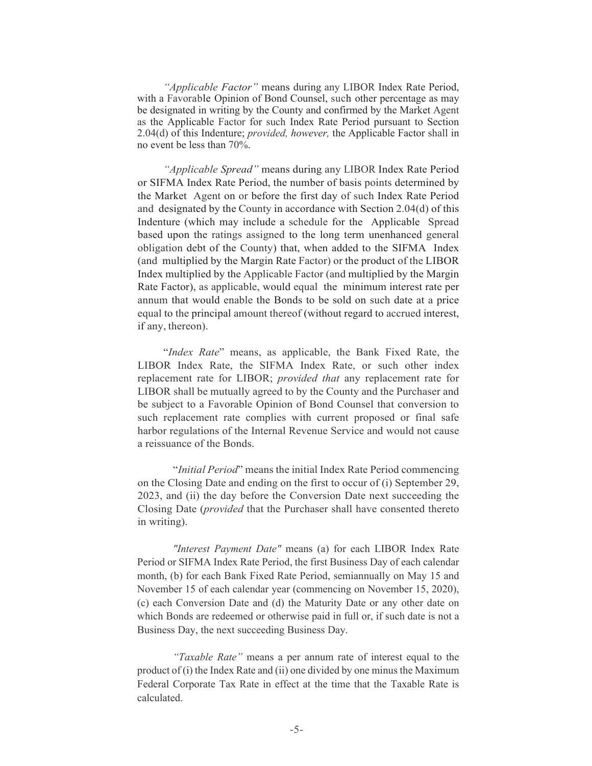*"Applicable Factor"* means during any LIBOR Index Rate Period, with a Favorable Opinion of Bond Counsel, such other percentage as may be designated in writing by the County and confirmed by the Market Agent as the Applicable Factor for such Index Rate Period pursuant to Section 2.04(d) of this Indenture; *provided, however,* the Applicable Factor shall in no event be less than 70%.

*"Applicable Spread"* means during any LIBOR Index Rate Period or SIFMA Index Rate Period, the number of basis points determined by the Market Agent on or before the first day of such Index Rate Period and designated by the County in accordance with Section 2.04(d) of this Indenture (which may include a schedule for the Applicable Spread based upon the ratings assigned to the long term unenhanced general obligation debt of the County) that, when added to the SIFMA Index (and multiplied by the Margin Rate Factor) or the product of the LIBOR Index multiplied by the Applicable Factor (and multiplied by the Margin Rate Factor), as applicable, would equal the minimum interest rate per annum that would enable the Bonds to be sold on such date at a price equal to the principal amount thereof (without regard to accrued interest, if any, thereon).

"*Index Rate*" means, as applicable, the Bank Fixed Rate, the LIBOR Index Rate, the SIFMA Index Rate, or such other index replacement rate for LIBOR; *provided that* any replacement rate for LIBOR shall be mutually agreed to by the County and the Purchaser and be subject to a Favorable Opinion of Bond Counsel that conversion to such replacement rate complies with current proposed or final safe harbor regulations of the Internal Revenue Service and would not cause a reissuance of the Bonds.

"*Initial Period*" means the initial Index Rate Period commencing on the Closing Date and ending on the first to occur of (i) September 29, 2023, and (ii) the day before the Conversion Date next succeeding the Closing Date (*provided* that the Purchaser shall have consented thereto in writing).

*"Interest Payment Date"* means (a) for each LIBOR Index Rate Period or SIFMA Index Rate Period, the first Business Day of each calendar month, (b) for each Bank Fixed Rate Period, semiannually on May 15 and November 15 of each calendar year (commencing on November 15, 2020), (c) each Conversion Date and (d) the Maturity Date or any other date on which Bonds are redeemed or otherwise paid in full or, if such date is not a Business Day, the next succeeding Business Day.

*"Taxable Rate"* means a per annum rate of interest equal to the product of (i) the Index Rate and (ii) one divided by one minus the Maximum Federal Corporate Tax Rate in effect at the time that the Taxable Rate is calculated.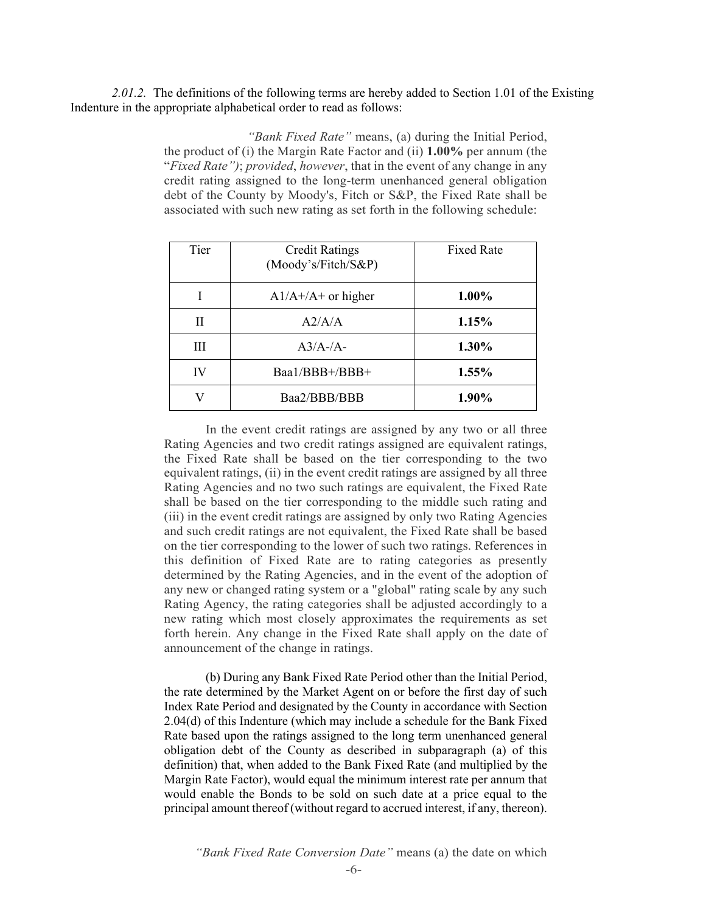*2.01.2.* The definitions of the following terms are hereby added to Section 1.01 of the Existing Indenture in the appropriate alphabetical order to read as follows:

> *"Bank Fixed Rate"* means, (a) during the Initial Period, the product of (i) the Margin Rate Factor and (ii) **1.00%** per annum (the "*Fixed Rate")*; *provided*, *however*, that in the event of any change in any credit rating assigned to the long-term unenhanced general obligation debt of the County by Moody's, Fitch or S&P, the Fixed Rate shall be associated with such new rating as set forth in the following schedule:
>
> | Tier | Credit Ratings (Moody's/Fitch/S&P) | Fixed Rate |
> |---|---|---|
> | I | A1/A+/A+ or higher | **1.00%** |
> | II | A2/A/A | **1.15%** |
> | III | A3/A-/A- | **1.30%** |
> | IV | Baa1/BBB+/BBB+ | **1.55%** |
> | V | Baa2/BBB/BBB | **1.90%** |
>
> In the event credit ratings are assigned by any two or all three Rating Agencies and two credit ratings assigned are equivalent ratings, the Fixed Rate shall be based on the tier corresponding to the two equivalent ratings, (ii) in the event credit ratings are assigned by all three Rating Agencies and no two such ratings are equivalent, the Fixed Rate shall be based on the tier corresponding to the middle such rating and (iii) in the event credit ratings are assigned by only two Rating Agencies and such credit ratings are not equivalent, the Fixed Rate shall be based on the tier corresponding to the lower of such two ratings. References in this definition of Fixed Rate are to rating categories as presently determined by the Rating Agencies, and in the event of the adoption of any new or changed rating system or a "global" rating scale by any such Rating Agency, the rating categories shall be adjusted accordingly to a new rating which most closely approximates the requirements as set forth herein. Any change in the Fixed Rate shall apply on the date of announcement of the change in ratings.
>
> (b) During any Bank Fixed Rate Period other than the Initial Period, the rate determined by the Market Agent on or before the first day of such Index Rate Period and designated by the County in accordance with Section 2.04(d) of this Indenture (which may include a schedule for the Bank Fixed Rate based upon the ratings assigned to the long term unenhanced general obligation debt of the County as described in subparagraph (a) of this definition) that, when added to the Bank Fixed Rate (and multiplied by the Margin Rate Factor), would equal the minimum interest rate per annum that would enable the Bonds to be sold on such date at a price equal to the principal amount thereof (without regard to accrued interest, if any, thereon).
>
> *"Bank Fixed Rate Conversion Date"* means (a) the date on which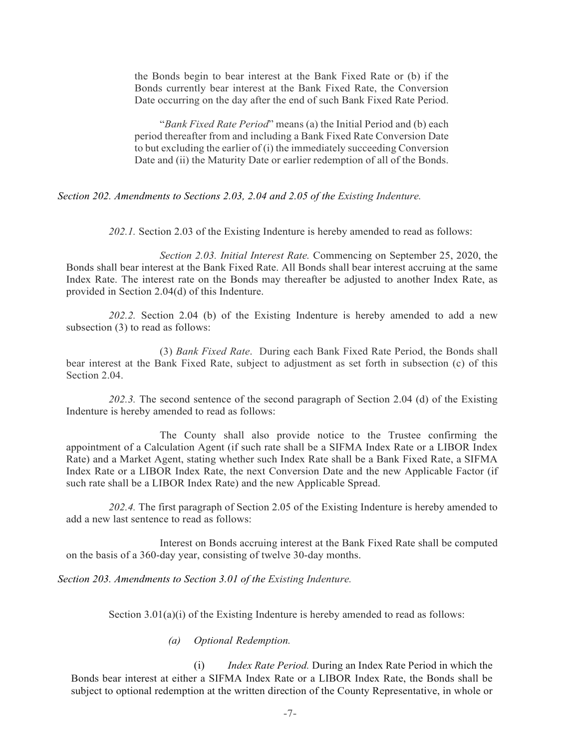the Bonds begin to bear interest at the Bank Fixed Rate or (b) if the Bonds currently bear interest at the Bank Fixed Rate, the Conversion Date occurring on the day after the end of such Bank Fixed Rate Period.

"*Bank Fixed Rate Period*" means (a) the Initial Period and (b) each period thereafter from and including a Bank Fixed Rate Conversion Date to but excluding the earlier of (i) the immediately succeeding Conversion Date and (ii) the Maturity Date or earlier redemption of all of the Bonds.

*Section 202. Amendments to Sections 2.03, 2.04 and 2.05 of the Existing Indenture.*

*202.1.* Section 2.03 of the Existing Indenture is hereby amended to read as follows:

*Section 2.03. Initial Interest Rate.* Commencing on September 25, 2020, the Bonds shall bear interest at the Bank Fixed Rate. All Bonds shall bear interest accruing at the same Index Rate. The interest rate on the Bonds may thereafter be adjusted to another Index Rate, as provided in Section 2.04(d) of this Indenture.

*202.2.* Section 2.04 (b) of the Existing Indenture is hereby amended to add a new subsection (3) to read as follows:

(3) *Bank Fixed Rate*. During each Bank Fixed Rate Period, the Bonds shall bear interest at the Bank Fixed Rate, subject to adjustment as set forth in subsection (c) of this Section 2.04.

*202.3.* The second sentence of the second paragraph of Section 2.04 (d) of the Existing Indenture is hereby amended to read as follows:

The County shall also provide notice to the Trustee confirming the appointment of a Calculation Agent (if such rate shall be a SIFMA Index Rate or a LIBOR Index Rate) and a Market Agent, stating whether such Index Rate shall be a Bank Fixed Rate, a SIFMA Index Rate or a LIBOR Index Rate, the next Conversion Date and the new Applicable Factor (if such rate shall be a LIBOR Index Rate) and the new Applicable Spread.

*202.4.* The first paragraph of Section 2.05 of the Existing Indenture is hereby amended to add a new last sentence to read as follows:

Interest on Bonds accruing interest at the Bank Fixed Rate shall be computed on the basis of a 360-day year, consisting of twelve 30-day months.

*Section 203. Amendments to Section 3.01 of the Existing Indenture.*

Section 3.01(a)(i) of the Existing Indenture is hereby amended to read as follows:

*(a) Optional Redemption.*

(i) *Index Rate Period.* During an Index Rate Period in which the Bonds bear interest at either a SIFMA Index Rate or a LIBOR Index Rate, the Bonds shall be subject to optional redemption at the written direction of the County Representative, in whole or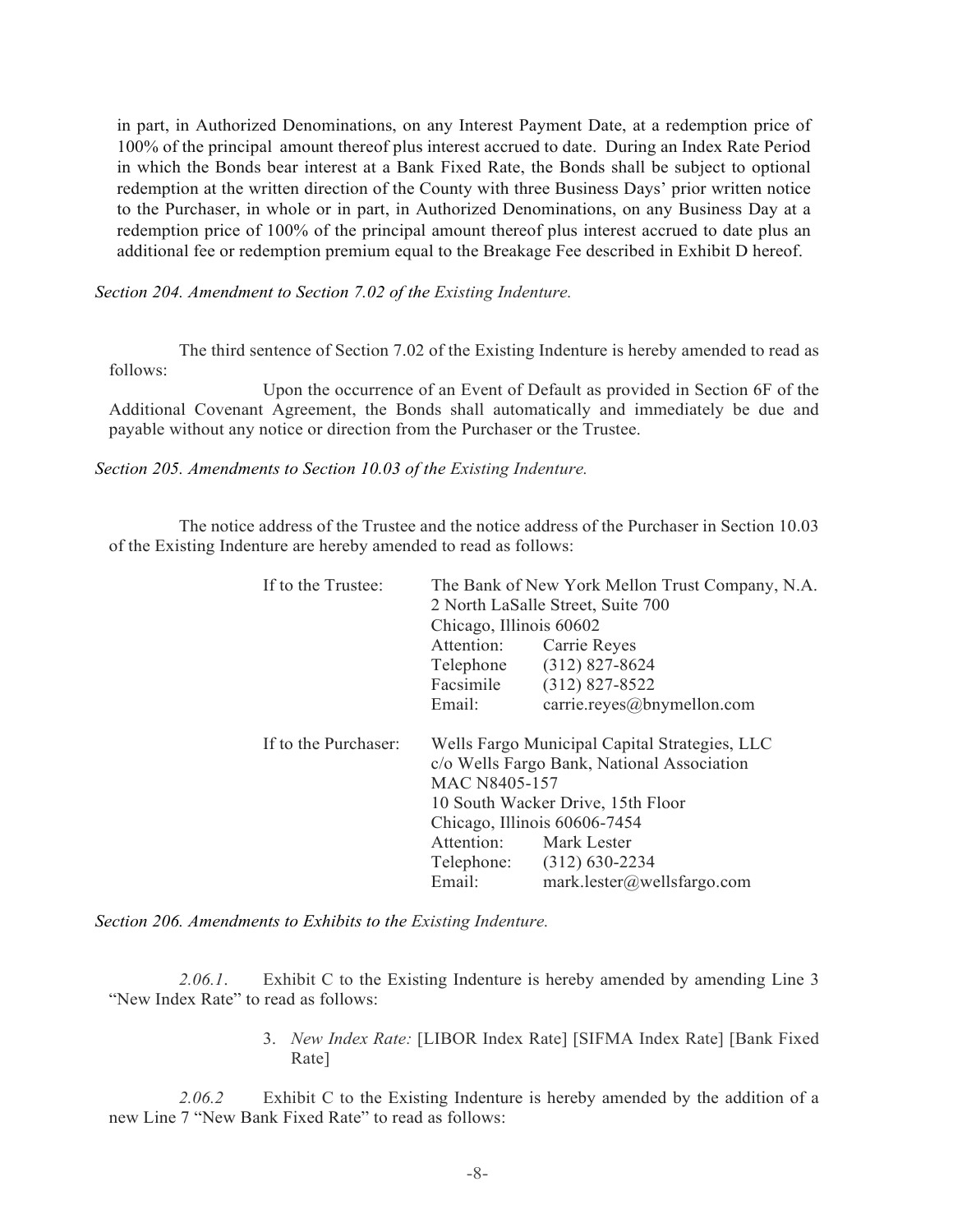in part, in Authorized Denominations, on any Interest Payment Date, at a redemption price of 100% of the principal amount thereof plus interest accrued to date. During an Index Rate Period in which the Bonds bear interest at a Bank Fixed Rate, the Bonds shall be subject to optional redemption at the written direction of the County with three Business Days' prior written notice to the Purchaser, in whole or in part, in Authorized Denominations, on any Business Day at a redemption price of 100% of the principal amount thereof plus interest accrued to date plus an additional fee or redemption premium equal to the Breakage Fee described in Exhibit D hereof.

*Section 204. Amendment to Section 7.02 of the Existing Indenture.*

The third sentence of Section 7.02 of the Existing Indenture is hereby amended to read as follows:

Upon the occurrence of an Event of Default as provided in Section 6F of the Additional Covenant Agreement, the Bonds shall automatically and immediately be due and payable without any notice or direction from the Purchaser or the Trustee.

*Section 205. Amendments to Section 10.03 of the Existing Indenture.*

The notice address of the Trustee and the notice address of the Purchaser in Section 10.03 of the Existing Indenture are hereby amended to read as follows:

If to the Trustee:

The Bank of New York Mellon Trust Company, N.A.
2 North LaSalle Street, Suite 700
Chicago, Illinois 60602
Attention: Carrie Reyes
Telephone (312) 827-8624
Facsimile (312) 827-8522
Email: carrie.reyes@bnymellon.com

If to the Purchaser:

Wells Fargo Municipal Capital Strategies, LLC
c/o Wells Fargo Bank, National Association
MAC N8405-157
10 South Wacker Drive, 15th Floor
Chicago, Illinois 60606-7454
Attention: Mark Lester
Telephone: (312) 630-2234
Email: mark.lester@wellsfargo.com

*Section 206. Amendments to Exhibits to the Existing Indenture.*

*2.06.1.* Exhibit C to the Existing Indenture is hereby amended by amending Line 3 "New Index Rate" to read as follows:

3. *New Index Rate:* [LIBOR Index Rate] [SIFMA Index Rate] [Bank Fixed Rate]

*2.06.2* Exhibit C to the Existing Indenture is hereby amended by the addition of a new Line 7 "New Bank Fixed Rate" to read as follows: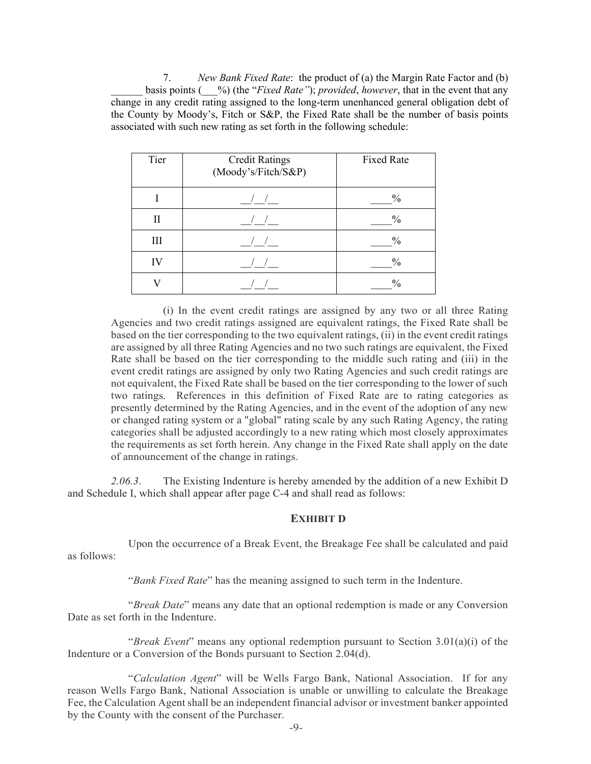7. *New Bank Fixed Rate*: the product of (a) the Margin Rate Factor and (b) ______ basis points (___%) (the "*Fixed Rate"*); *provided*, *however*, that in the event that any change in any credit rating assigned to the long-term unenhanced general obligation debt of the County by Moody's, Fitch or S&P, the Fixed Rate shall be the number of basis points associated with such new rating as set forth in the following schedule:

| Tier | Credit Ratings (Moody's/Fitch/S&P) | Fixed Rate |
|---|---|---|
| I | __/__/__ | ____% |
| II | __/__/__ | ____% |
| III | __/__/__ | ____% |
| IV | __/__/__ | ____% |
| V | __/__/__ | ____% |

(i) In the event credit ratings are assigned by any two or all three Rating Agencies and two credit ratings assigned are equivalent ratings, the Fixed Rate shall be based on the tier corresponding to the two equivalent ratings, (ii) in the event credit ratings are assigned by all three Rating Agencies and no two such ratings are equivalent, the Fixed Rate shall be based on the tier corresponding to the middle such rating and (iii) in the event credit ratings are assigned by only two Rating Agencies and such credit ratings are not equivalent, the Fixed Rate shall be based on the tier corresponding to the lower of such two ratings. References in this definition of Fixed Rate are to rating categories as presently determined by the Rating Agencies, and in the event of the adoption of any new or changed rating system or a "global" rating scale by any such Rating Agency, the rating categories shall be adjusted accordingly to a new rating which most closely approximates the requirements as set forth herein. Any change in the Fixed Rate shall apply on the date of announcement of the change in ratings.

*2.06.3*. The Existing Indenture is hereby amended by the addition of a new Exhibit D and Schedule I, which shall appear after page C-4 and shall read as follows:

**EXHIBIT D**

Upon the occurrence of a Break Event, the Breakage Fee shall be calculated and paid as follows:

"*Bank Fixed Rate*" has the meaning assigned to such term in the Indenture.

"*Break Date*" means any date that an optional redemption is made or any Conversion Date as set forth in the Indenture.

"*Break Event*" means any optional redemption pursuant to Section 3.01(a)(i) of the Indenture or a Conversion of the Bonds pursuant to Section 2.04(d).

"*Calculation Agent*" will be Wells Fargo Bank, National Association. If for any reason Wells Fargo Bank, National Association is unable or unwilling to calculate the Breakage Fee, the Calculation Agent shall be an independent financial advisor or investment banker appointed by the County with the consent of the Purchaser.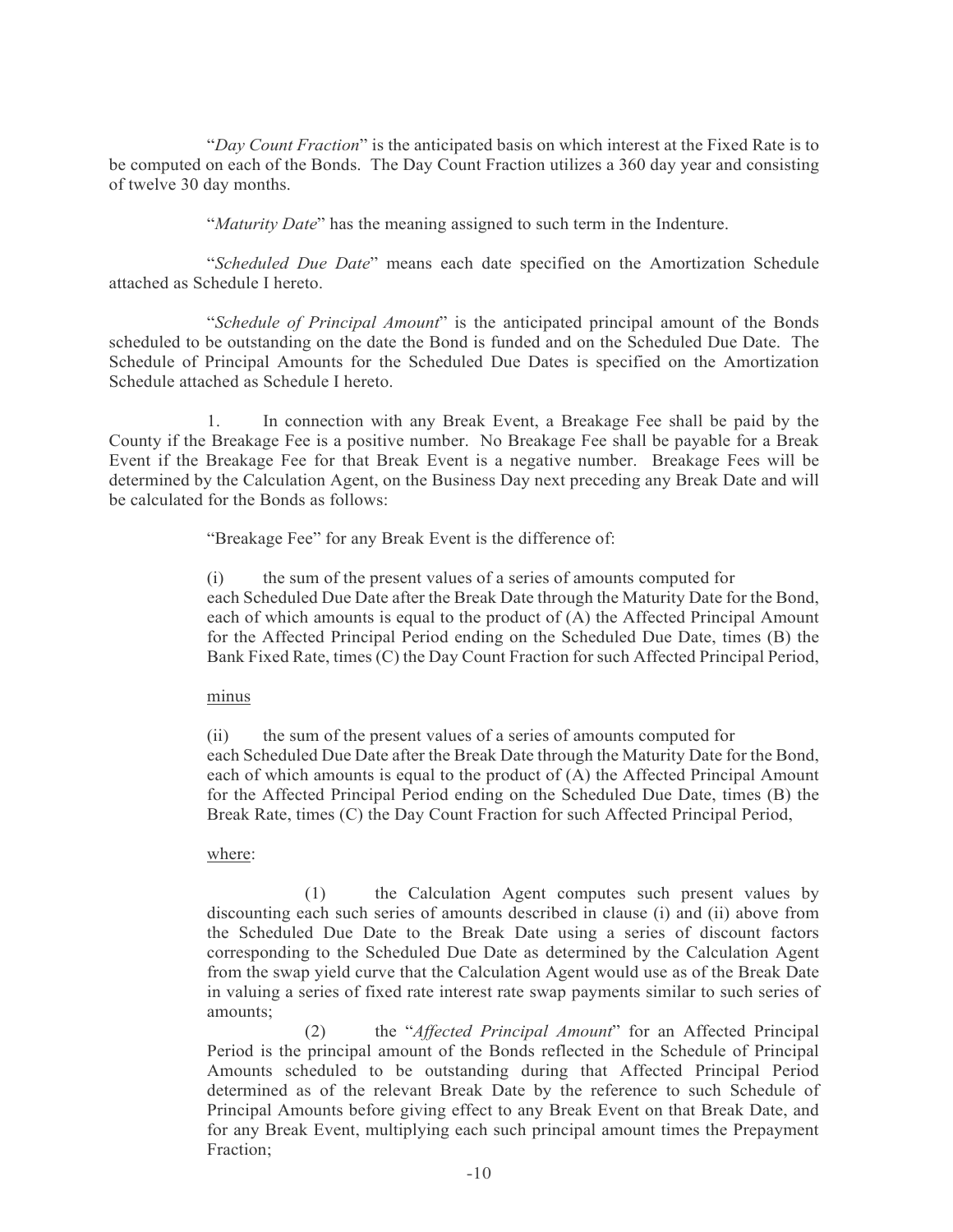"*Day Count Fraction*" is the anticipated basis on which interest at the Fixed Rate is to be computed on each of the Bonds. The Day Count Fraction utilizes a 360 day year and consisting of twelve 30 day months.

"*Maturity Date*" has the meaning assigned to such term in the Indenture.

"*Scheduled Due Date*" means each date specified on the Amortization Schedule attached as Schedule I hereto.

"*Schedule of Principal Amount*" is the anticipated principal amount of the Bonds scheduled to be outstanding on the date the Bond is funded and on the Scheduled Due Date. The Schedule of Principal Amounts for the Scheduled Due Dates is specified on the Amortization Schedule attached as Schedule I hereto.

1. In connection with any Break Event, a Breakage Fee shall be paid by the County if the Breakage Fee is a positive number. No Breakage Fee shall be payable for a Break Event if the Breakage Fee for that Break Event is a negative number. Breakage Fees will be determined by the Calculation Agent, on the Business Day next preceding any Break Date and will be calculated for the Bonds as follows:

"Breakage Fee" for any Break Event is the difference of:

(i) the sum of the present values of a series of amounts computed for each Scheduled Due Date after the Break Date through the Maturity Date for the Bond, each of which amounts is equal to the product of (A) the Affected Principal Amount for the Affected Principal Period ending on the Scheduled Due Date, times (B) the Bank Fixed Rate, times (C) the Day Count Fraction for such Affected Principal Period,

minus

(ii) the sum of the present values of a series of amounts computed for each Scheduled Due Date after the Break Date through the Maturity Date for the Bond, each of which amounts is equal to the product of (A) the Affected Principal Amount for the Affected Principal Period ending on the Scheduled Due Date, times (B) the Break Rate, times (C) the Day Count Fraction for such Affected Principal Period,

where:

(1) the Calculation Agent computes such present values by discounting each such series of amounts described in clause (i) and (ii) above from the Scheduled Due Date to the Break Date using a series of discount factors corresponding to the Scheduled Due Date as determined by the Calculation Agent from the swap yield curve that the Calculation Agent would use as of the Break Date in valuing a series of fixed rate interest rate swap payments similar to such series of amounts;

(2) the "*Affected Principal Amount*" for an Affected Principal Period is the principal amount of the Bonds reflected in the Schedule of Principal Amounts scheduled to be outstanding during that Affected Principal Period determined as of the relevant Break Date by the reference to such Schedule of Principal Amounts before giving effect to any Break Event on that Break Date, and for any Break Event, multiplying each such principal amount times the Prepayment Fraction;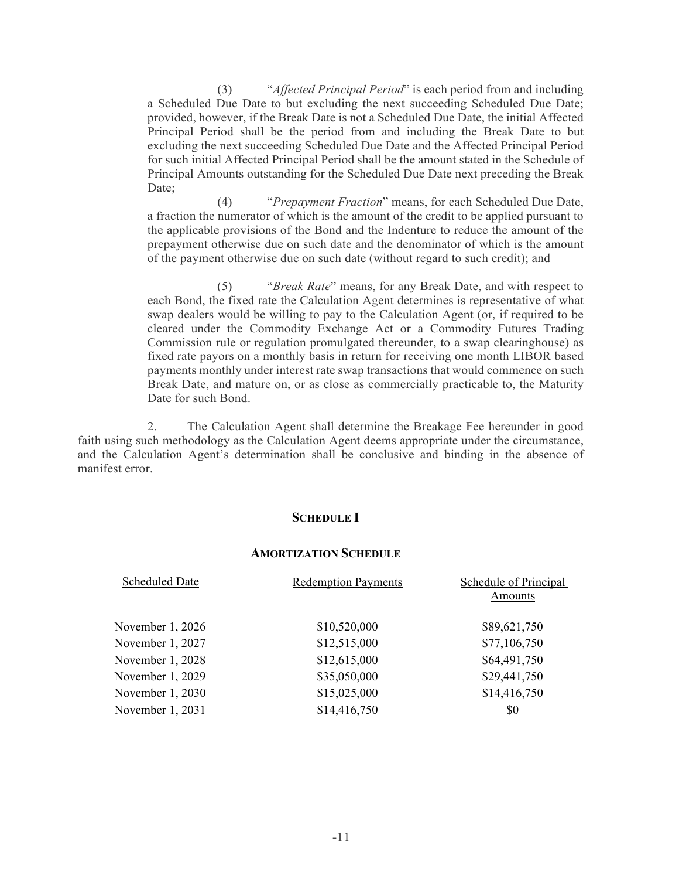(3) "*Affected Principal Period*" is each period from and including a Scheduled Due Date to but excluding the next succeeding Scheduled Due Date; provided, however, if the Break Date is not a Scheduled Due Date, the initial Affected Principal Period shall be the period from and including the Break Date to but excluding the next succeeding Scheduled Due Date and the Affected Principal Period for such initial Affected Principal Period shall be the amount stated in the Schedule of Principal Amounts outstanding for the Scheduled Due Date next preceding the Break Date;

(4) "*Prepayment Fraction*" means, for each Scheduled Due Date, a fraction the numerator of which is the amount of the credit to be applied pursuant to the applicable provisions of the Bond and the Indenture to reduce the amount of the prepayment otherwise due on such date and the denominator of which is the amount of the payment otherwise due on such date (without regard to such credit); and

(5) "*Break Rate*" means, for any Break Date, and with respect to each Bond, the fixed rate the Calculation Agent determines is representative of what swap dealers would be willing to pay to the Calculation Agent (or, if required to be cleared under the Commodity Exchange Act or a Commodity Futures Trading Commission rule or regulation promulgated thereunder, to a swap clearinghouse) as fixed rate payors on a monthly basis in return for receiving one month LIBOR based payments monthly under interest rate swap transactions that would commence on such Break Date, and mature on, or as close as commercially practicable to, the Maturity Date for such Bond.

2. The Calculation Agent shall determine the Breakage Fee hereunder in good faith using such methodology as the Calculation Agent deems appropriate under the circumstance, and the Calculation Agent's determination shall be conclusive and binding in the absence of manifest error.

## SCHEDULE I

### AMORTIZATION SCHEDULE

| Scheduled Date | Redemption Payments | Schedule of Principal Amounts |
|---|---|---|
| November 1, 2026 | $10,520,000 | $89,621,750 |
| November 1, 2027 | $12,515,000 | $77,106,750 |
| November 1, 2028 | $12,615,000 | $64,491,750 |
| November 1, 2029 | $35,050,000 | $29,441,750 |
| November 1, 2030 | $15,025,000 | $14,416,750 |
| November 1, 2031 | $14,416,750 | $0 |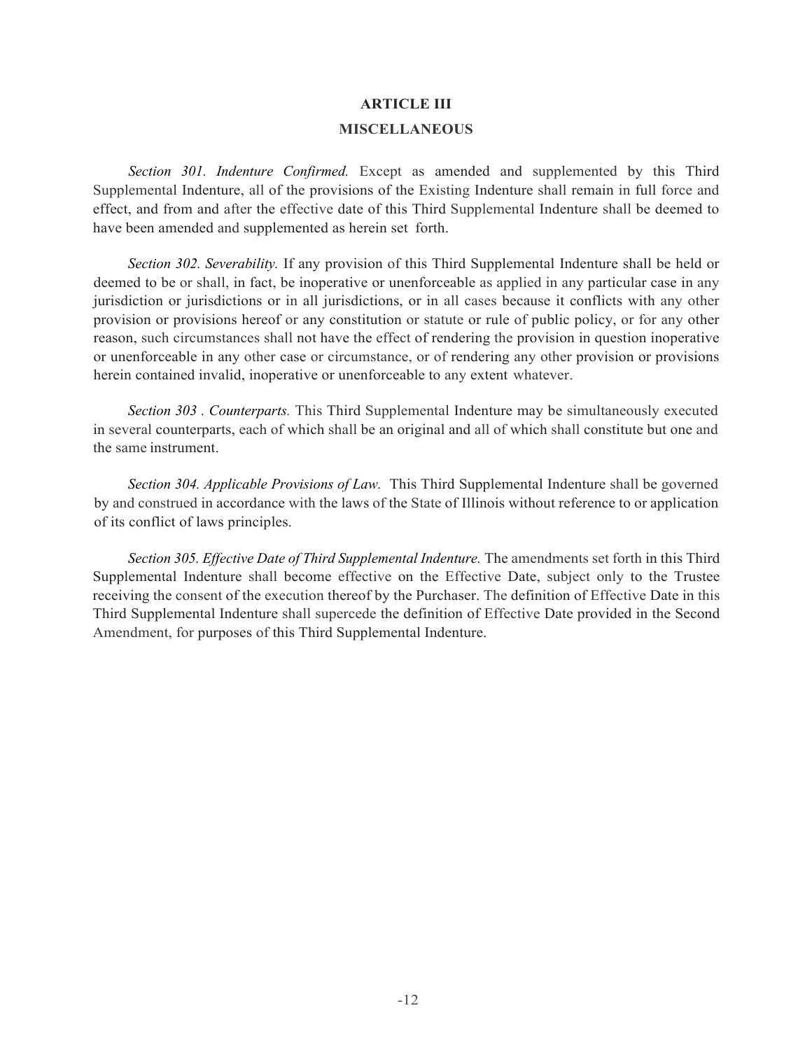## ARTICLE III

## MISCELLANEOUS

*Section 301. Indenture Confirmed.* Except as amended and supplemented by this Third Supplemental Indenture, all of the provisions of the Existing Indenture shall remain in full force and effect, and from and after the effective date of this Third Supplemental Indenture shall be deemed to have been amended and supplemented as herein set forth.

*Section 302. Severability.* If any provision of this Third Supplemental Indenture shall be held or deemed to be or shall, in fact, be inoperative or unenforceable as applied in any particular case in any jurisdiction or jurisdictions or in all jurisdictions, or in all cases because it conflicts with any other provision or provisions hereof or any constitution or statute or rule of public policy, or for any other reason, such circumstances shall not have the effect of rendering the provision in question inoperative or unenforceable in any other case or circumstance, or of rendering any other provision or provisions herein contained invalid, inoperative or unenforceable to any extent whatever.

*Section 303 . Counterparts.* This Third Supplemental Indenture may be simultaneously executed in several counterparts, each of which shall be an original and all of which shall constitute but one and the same instrument.

*Section 304. Applicable Provisions of Law.* This Third Supplemental Indenture shall be governed by and construed in accordance with the laws of the State of Illinois without reference to or application of its conflict of laws principles.

*Section 305. Effective Date of Third Supplemental Indenture.* The amendments set forth in this Third Supplemental Indenture shall become effective on the Effective Date, subject only to the Trustee receiving the consent of the execution thereof by the Purchaser. The definition of Effective Date in this Third Supplemental Indenture shall supercede the definition of Effective Date provided in the Second Amendment, for purposes of this Third Supplemental Indenture.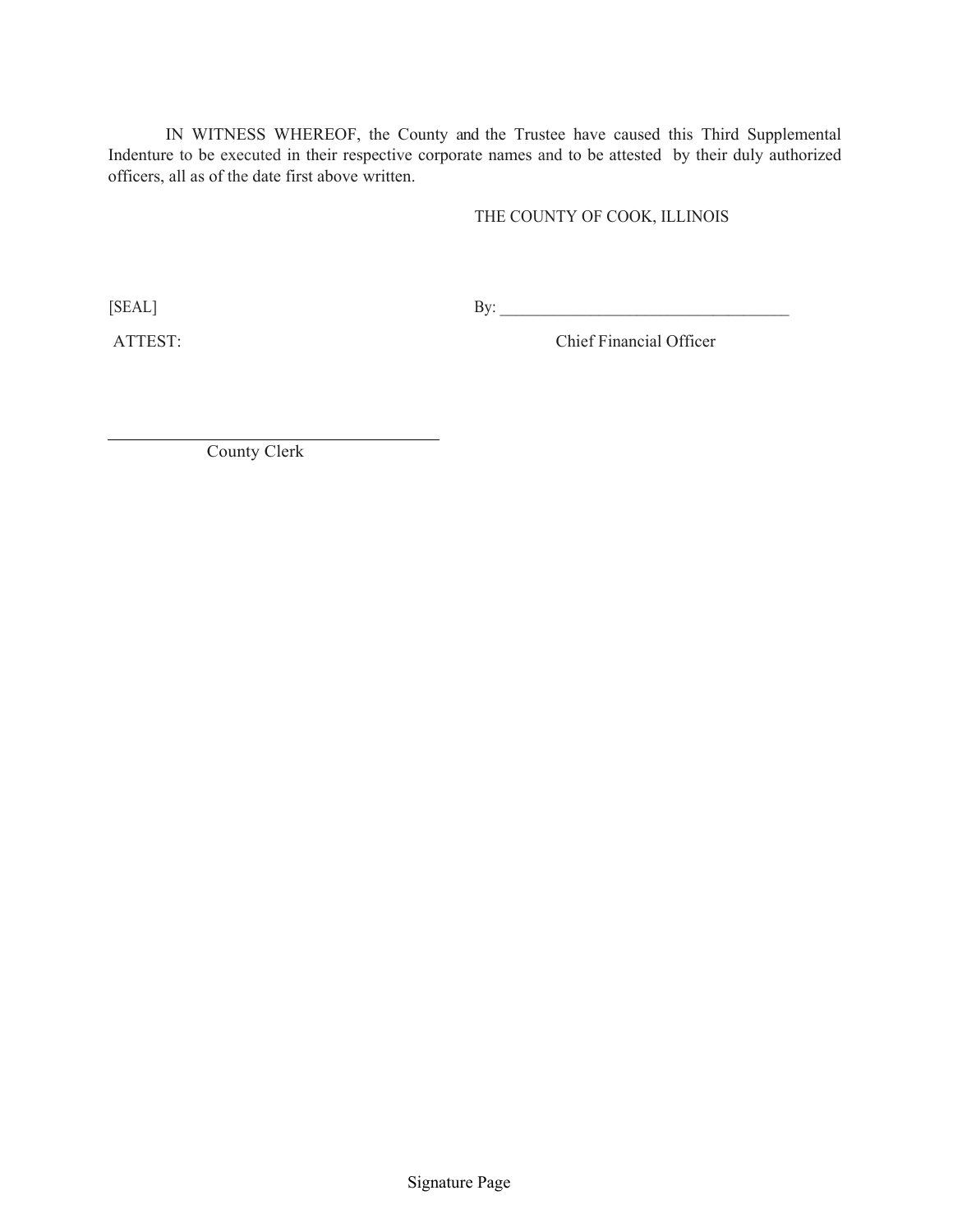IN WITNESS WHEREOF, the County and the Trustee have caused this Third Supplemental Indenture to be executed in their respective corporate names and to be attested by their duly authorized officers, all as of the date first above written.

THE COUNTY OF COOK, ILLINOIS

[SEAL]

By: ____________________________________

Chief Financial Officer

ATTEST:

____________________________________

County Clerk

Signature Page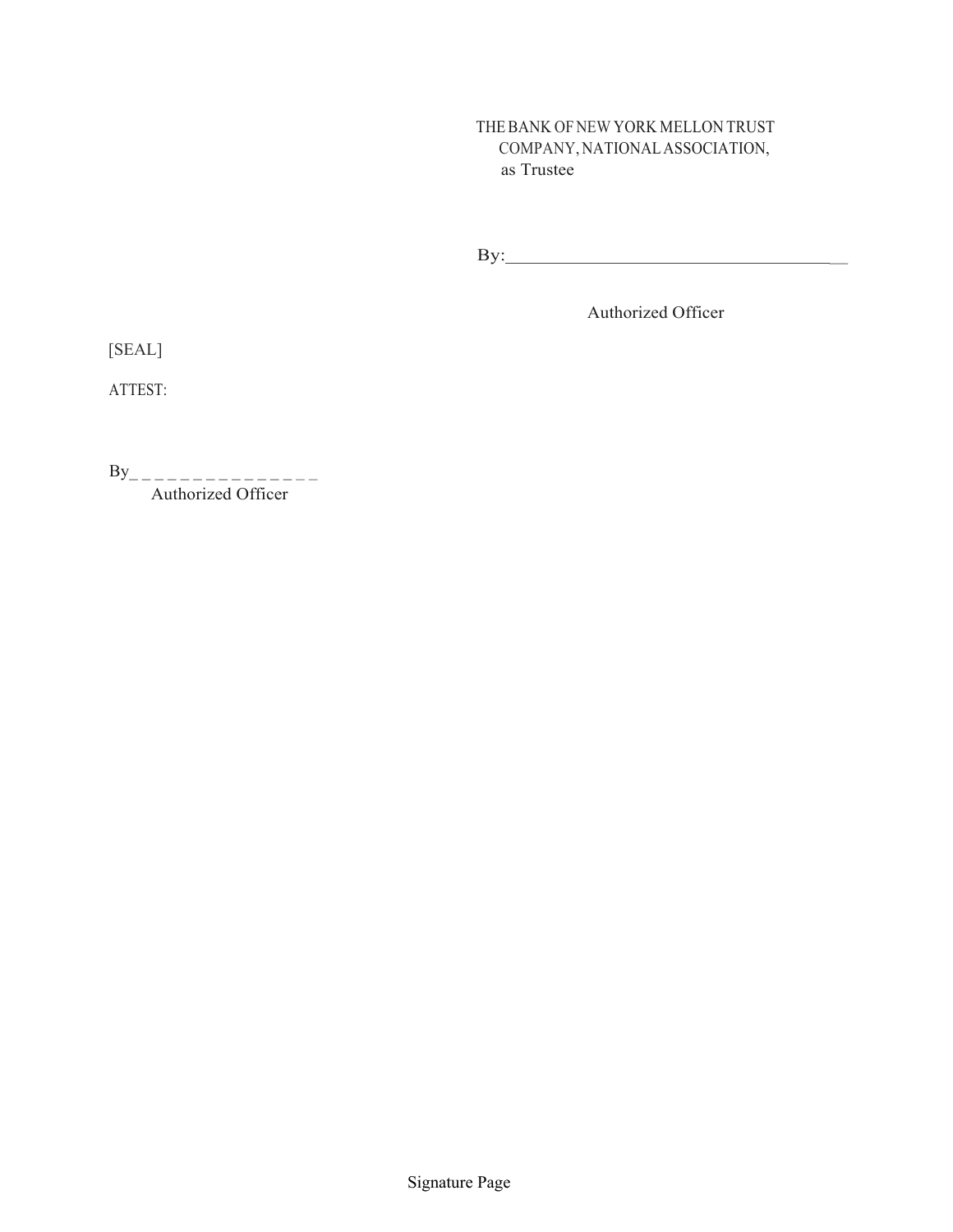THE BANK OF NEW YORK MELLON TRUST
COMPANY, NATIONAL ASSOCIATION,
as Trustee

By:\_\_\_\_\_\_\_\_\_\_\_\_\_\_\_\_\_\_\_\_\_\_\_\_\_\_\_\_\_\_\_\_\_\_\_\_

Authorized Officer

[SEAL]

ATTEST:

By\_\_\_\_\_\_\_\_\_\_\_\_\_\_\_\_

Authorized Officer

Signature Page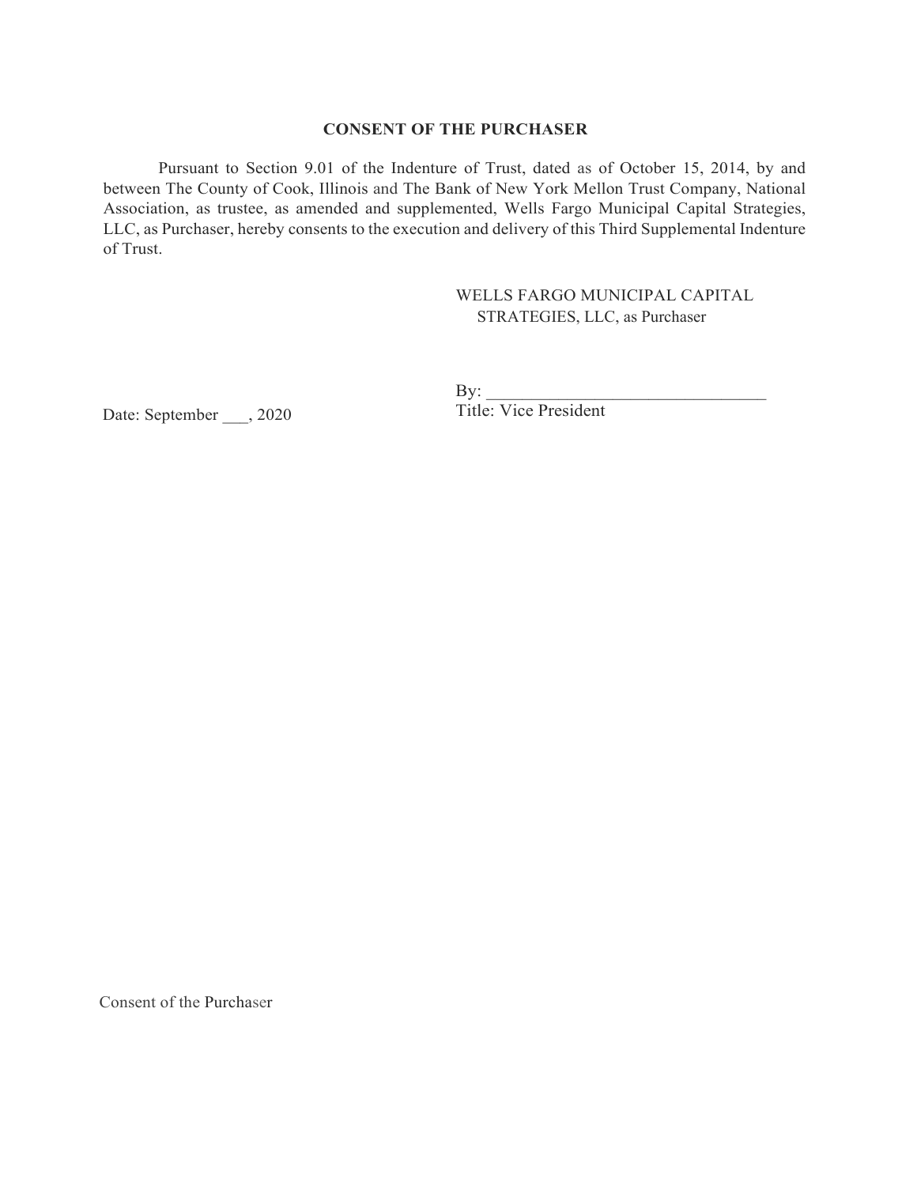**CONSENT OF THE PURCHASER**

Pursuant to Section 9.01 of the Indenture of Trust, dated as of October 15, 2014, by and between The County of Cook, Illinois and The Bank of New York Mellon Trust Company, National Association, as trustee, as amended and supplemented, Wells Fargo Municipal Capital Strategies, LLC, as Purchaser, hereby consents to the execution and delivery of this Third Supplemental Indenture of Trust.

WELLS FARGO MUNICIPAL CAPITAL STRATEGIES, LLC, as Purchaser

By: ________________________________
Title: Vice President

Date: September ___, 2020

Consent of the Purchaser